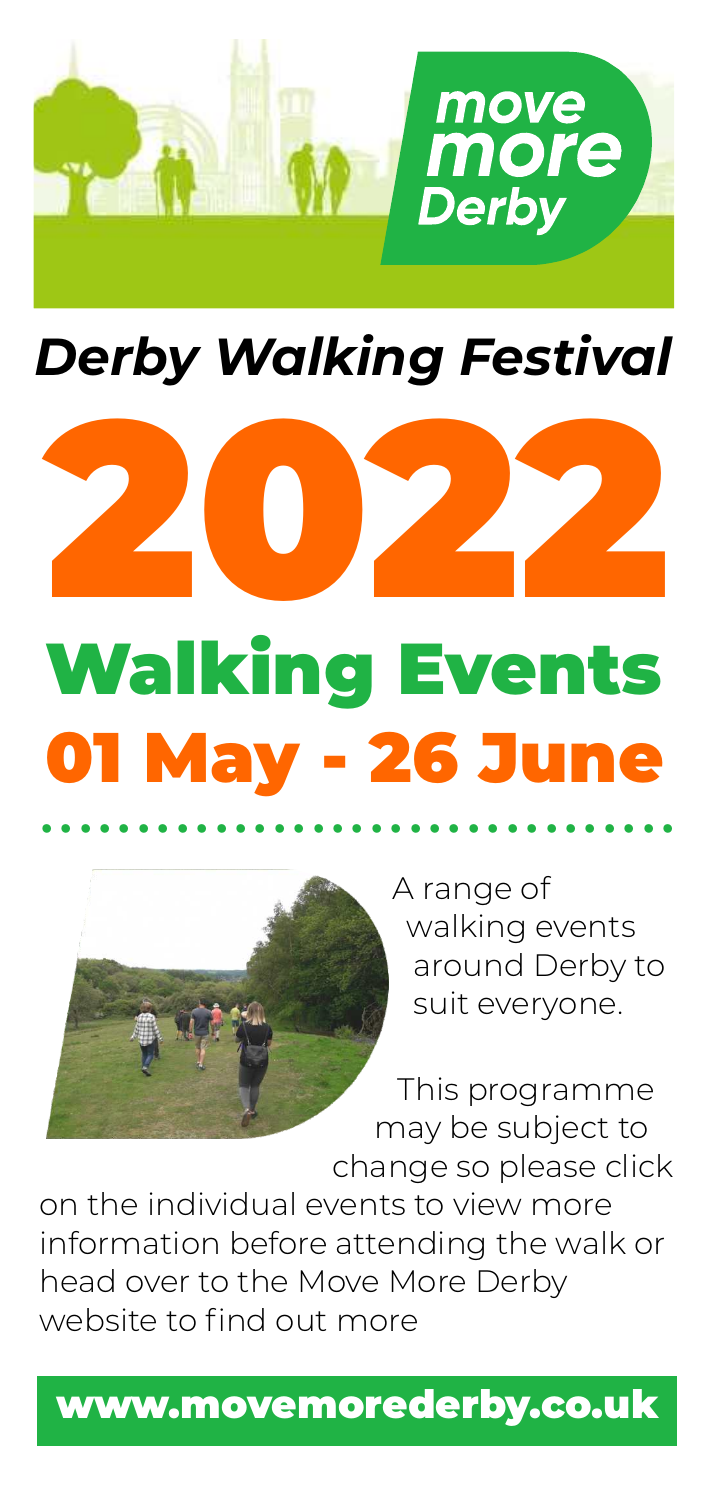move more Derby

# *Derby Walking Festival*

# 2022

# Walking Events

## 01 May - 26 June

A range of walking events around Derby to suit everyone.

This programme may be subject to change so please click on the individual events to view more information before attending the walk or head over to the Move More Derby website to find out more

**www.movemorederby.co.uk**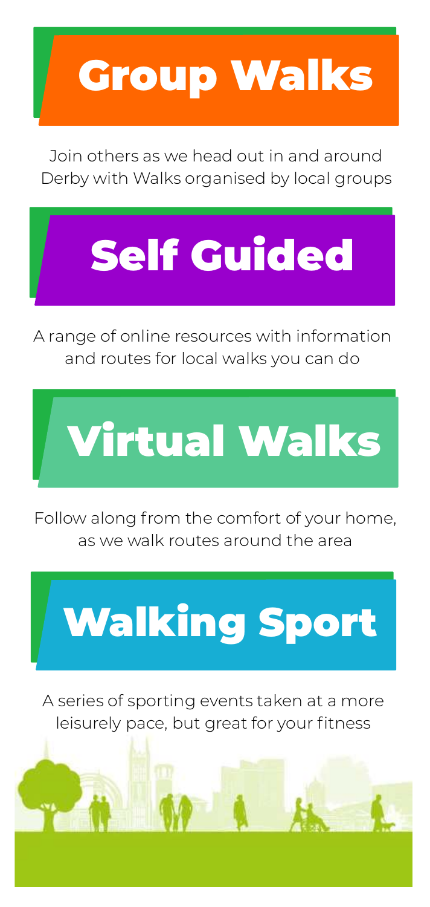## Group Walks

Join others as we head out in and around Derby with Walks organised by local groups

## Self Guided

A range of online resources with information and routes for local walks you can do

## Virtual Walks

Follow along from the comfort of your home, as we walk routes around the area

## Walking Sport

A series of sporting events taken at a more leisurely pace, but great for your fitness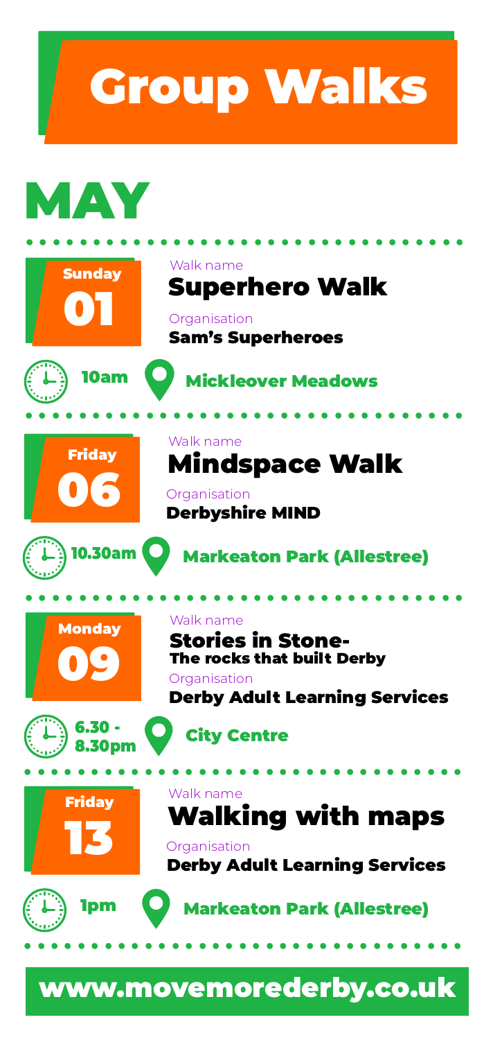# Group Walks

## MAY

---

**Sunday 01**

Walk name
### Superhero Walk

Organisation
**Sam's Superheroes**

**10am** — **Mickleover Meadows**

---

**Friday 06**

Walk name
### Mindspace Walk

Organisation
**Derbyshire MIND**

**10.30am** — **Markeaton Park (Allestree)**

---

**Monday 09**

Walk name
### Stories in Stone- The rocks that built Derby

Organisation
**Derby Adult Learning Services**

**6.30 - 8.30pm** — **City Centre**

---

**Friday 13**

Walk name
### Walking with maps

Organisation
**Derby Adult Learning Services**

**1pm** — **Markeaton Park (Allestree)**

---

**www.movemorederby.co.uk**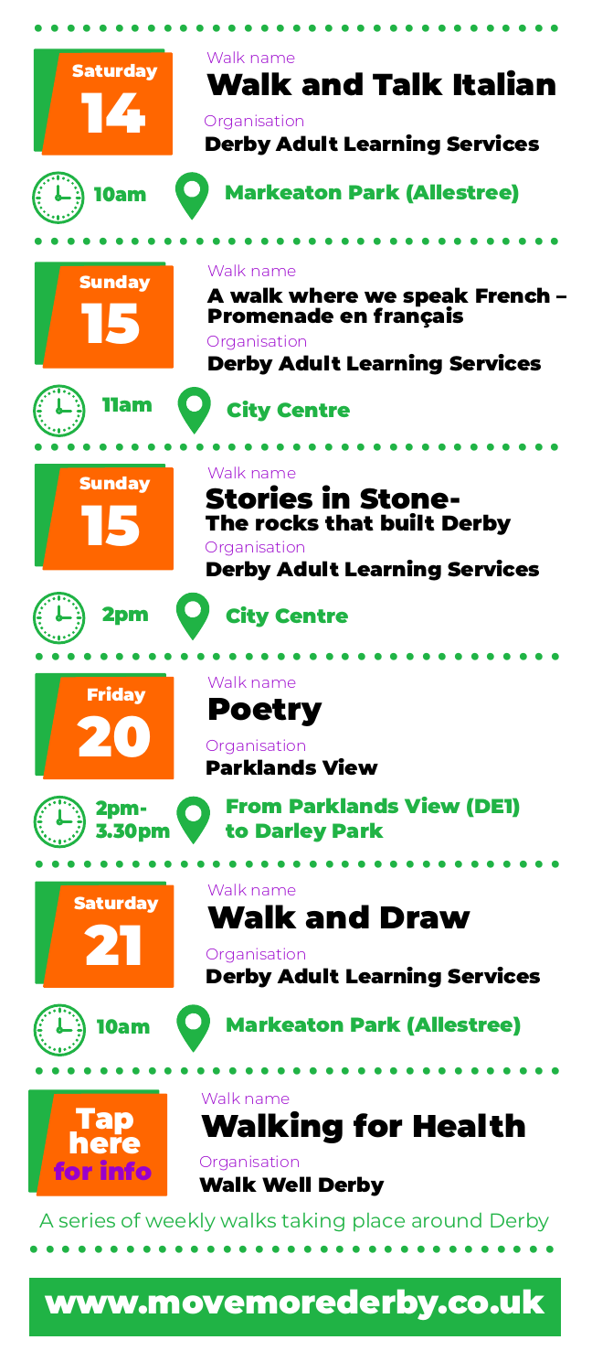**Saturday 14**

Walk name
## Walk and Talk Italian

Organisation
**Derby Adult Learning Services**

10am — **Markeaton Park (Allestree)**

---

**Sunday 15**

Walk name
## A walk where we speak French – Promenade en français

Organisation
**Derby Adult Learning Services**

11am — **City Centre**

---

**Sunday 15**

Walk name
## Stories in Stone- The rocks that built Derby

Organisation
**Derby Adult Learning Services**

2pm — **City Centre**

---

**Friday 20**

Walk name
## Poetry

Organisation
**Parklands View**

2pm-3.30pm — **From Parklands View (DE1) to Darley Park**

---

**Saturday 21**

Walk name
## Walk and Draw

Organisation
**Derby Adult Learning Services**

10am — **Markeaton Park (Allestree)**

---

**Tap here for info**

Walk name
## Walking for Health

Organisation
**Walk Well Derby**

A series of weekly walks taking place around Derby

---

**www.movemorederby.co.uk**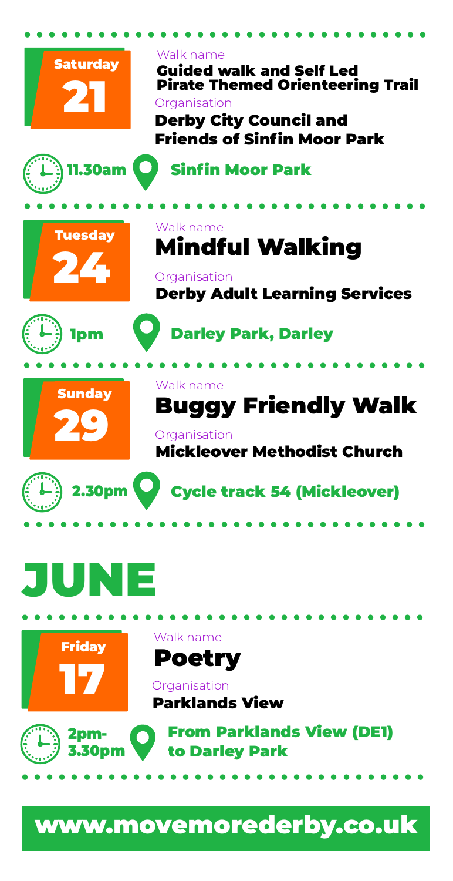**Saturday 21**

Walk name
**Guided walk and Self Led Pirate Themed Orienteering Trail**

Organisation
**Derby City Council and Friends of Sinfin Moor Park**

**11.30am** | **Sinfin Moor Park**

---

**Tuesday 24**

Walk name
**Mindful Walking**

Organisation
**Derby Adult Learning Services**

**1pm** | **Darley Park, Darley**

---

**Sunday 29**

Walk name
**Buggy Friendly Walk**

Organisation
**Mickleover Methodist Church**

**2.30pm** | **Cycle track 54 (Mickleover)**

---

# JUNE

---

**Friday 17**

Walk name
**Poetry**

Organisation
**Parklands View**

**2pm-3.30pm** | **From Parklands View (DE1) to Darley Park**

---

## www.movemorederby.co.uk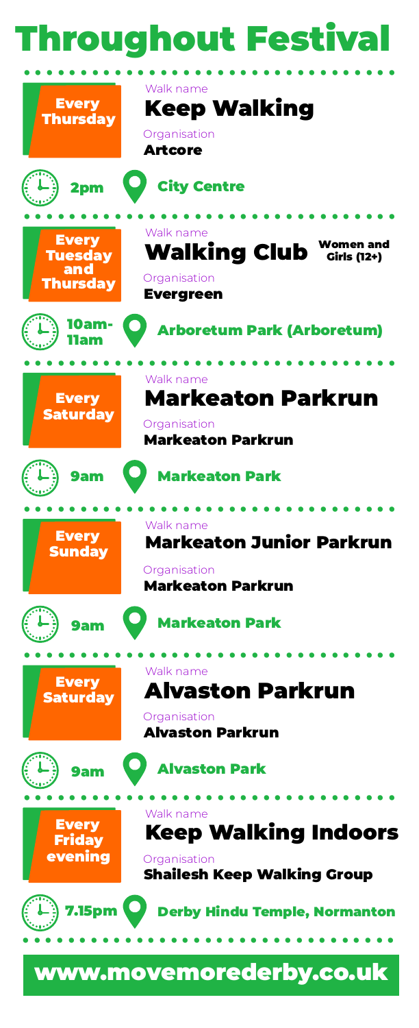# Throughout Festival

**Every Thursday**

Walk name
## Keep Walking

Organisation
**Artcore**

2pm — City Centre

---

**Every Tuesday and Thursday**

Walk name
## Walking Club
**Women and Girls (12+)**

Organisation
**Evergreen**

10am-11am — Arboretum Park (Arboretum)

---

**Every Saturday**

Walk name
## Markeaton Parkrun

Organisation
**Markeaton Parkrun**

9am — Markeaton Park

---

**Every Sunday**

Walk name
## Markeaton Junior Parkrun

Organisation
**Markeaton Parkrun**

9am — Markeaton Park

---

**Every Saturday**

Walk name
## Alvaston Parkrun

Organisation
**Alvaston Parkrun**

9am — Alvaston Park

---

**Every Friday evening**

Walk name
## Keep Walking Indoors

Organisation
**Shailesh Keep Walking Group**

7.15pm — Derby Hindu Temple, Normanton

---

**www.movemorederby.co.uk**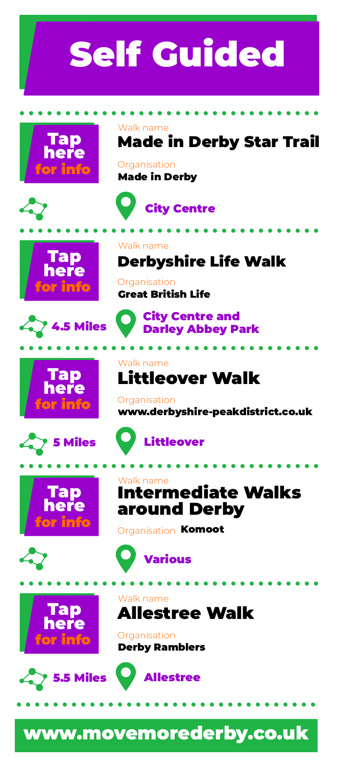# Self Guided

---

**Tap here for info**

Walk name

## Made in Derby Star Trail

Organisation

**Made in Derby**

City Centre

---

**Tap here for info**

Walk name

## Derbyshire Life Walk

Organisation

**Great British Life**

4.5 Miles

City Centre and Darley Abbey Park

---

**Tap here for info**

Walk name

## Littleover Walk

Organisation

**www.derbyshire-peakdistrict.co.uk**

5 Miles

Littleover

---

**Tap here for info**

Walk name

## Intermediate Walks around Derby

Organisation **Komoot**

Various

---

**Tap here for info**

Walk name

## Allestree Walk

Organisation

**Derby Ramblers**

5.5 Miles

Allestree

---

**www.movemorederby.co.uk**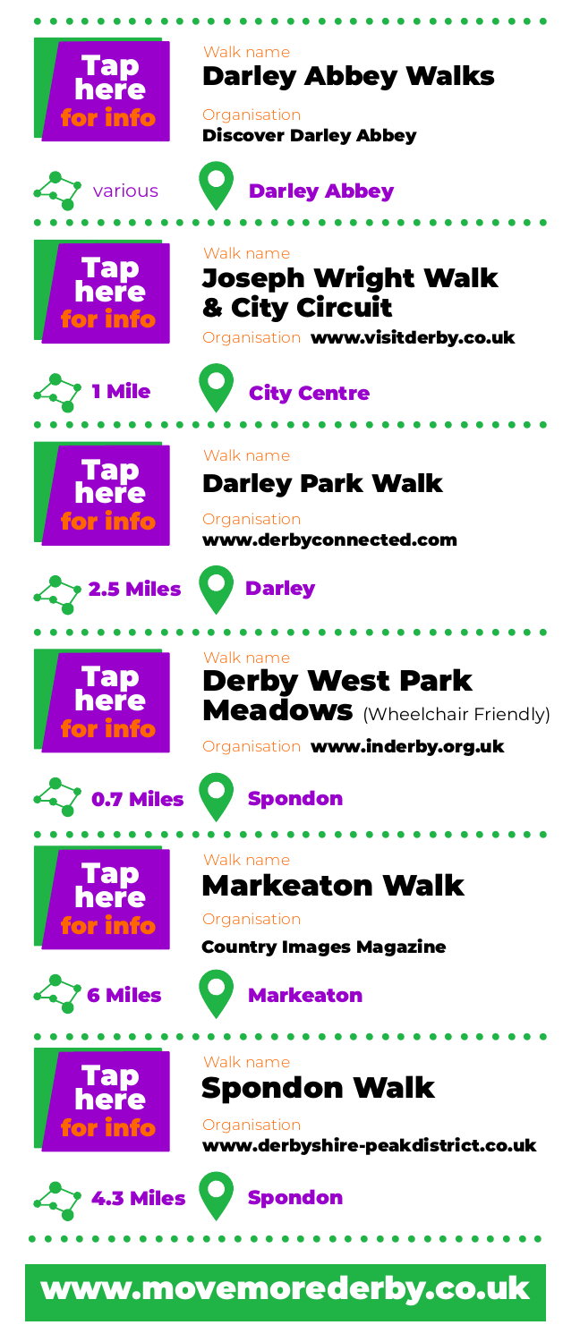Tap here for info

Walk name

## Darley Abbey Walks

Organisation

**Discover Darley Abbey**

various

**Darley Abbey**

---

Tap here for info

Walk name

## Joseph Wright Walk & City Circuit

Organisation **www.visitderby.co.uk**

**1 Mile**

**City Centre**

---

Tap here for info

Walk name

## Darley Park Walk

Organisation

**www.derbyconnected.com**

**2.5 Miles**

**Darley**

---

Tap here for info

Walk name

## Derby West Park Meadows (Wheelchair Friendly)

Organisation **www.inderby.org.uk**

**0.7 Miles**

**Spondon**

---

Tap here for info

Walk name

## Markeaton Walk

Organisation

**Country Images Magazine**

**6 Miles**

**Markeaton**

---

Tap here for info

Walk name

## Spondon Walk

Organisation

**www.derbyshire-peakdistrict.co.uk**

**4.3 Miles**

**Spondon**

---

**www.movemorederby.co.uk**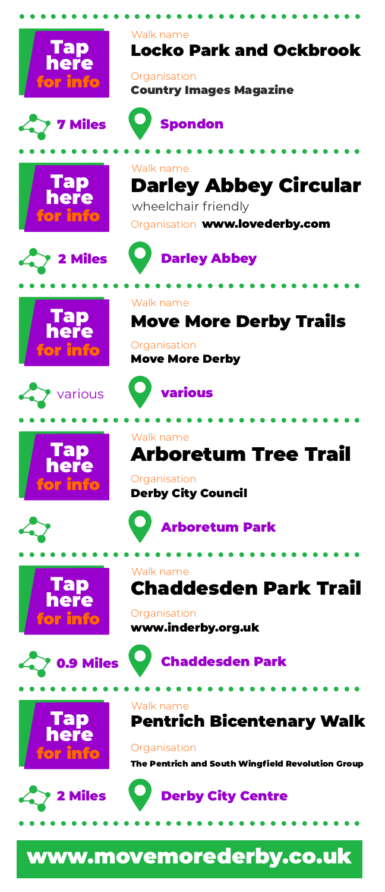Tap here for info

Walk name

## Locko Park and Ockbrook

Organisation

**Country Images Magazine**

**7 Miles**

**Spondon**

---

Tap here for info

Walk name

## Darley Abbey Circular

wheelchair friendly

Organisation **www.lovederby.com**

**2 Miles**

**Darley Abbey**

---

Tap here for info

Walk name

## Move More Derby Trails

Organisation

**Move More Derby**

various

**various**

---

Tap here for info

Walk name

## Arboretum Tree Trail

Organisation

**Derby City Council**

**Arboretum Park**

---

Tap here for info

Walk name

## Chaddesden Park Trail

Organisation

**www.inderby.org.uk**

**0.9 Miles**

**Chaddesden Park**

---

Tap here for info

Walk name

## Pentrich Bicentenary Walk

Organisation

**The Pentrich and South Wingfield Revolution Group**

**2 Miles**

**Derby City Centre**

---

**www.movemorederby.co.uk**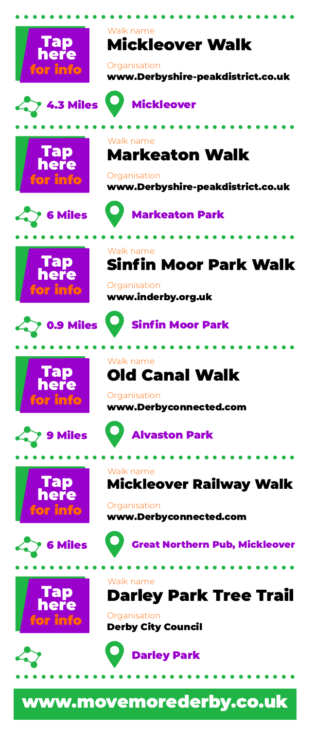Tap here for info

Walk name

## Mickleover Walk

Organisation

**www.Derbyshire-peakdistrict.co.uk**

4.3 Miles — Mickleover

---

Tap here for info

Walk name

## Markeaton Walk

Organisation

**www.Derbyshire-peakdistrict.co.uk**

6 Miles — Markeaton Park

---

Tap here for info

Walk name

## Sinfin Moor Park Walk

Organisation

**www.inderby.org.uk**

0.9 Miles — Sinfin Moor Park

---

Tap here for info

Walk name

## Old Canal Walk

Organisation

**www.Derbyconnected.com**

9 Miles — Alvaston Park

---

Tap here for info

Walk name

## Mickleover Railway Walk

Organisation

**www.Derbyconnected.com**

6 Miles — Great Northern Pub, Mickleover

---

Tap here for info

Walk name

## Darley Park Tree Trail

Organisation

**Derby City Council**

Darley Park

---

**www.movemorederby.co.uk**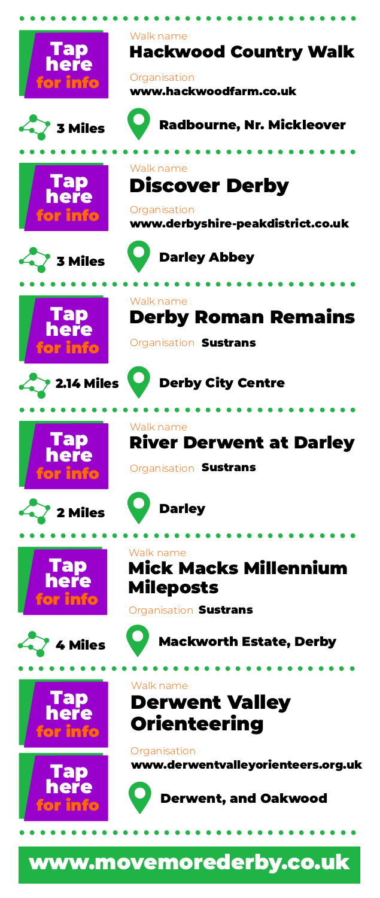Tap here for info

Walk name

## Hackwood Country Walk

Organisation

**www.hackwoodfarm.co.uk**

**3 Miles**

**Radbourne, Nr. Mickleover**

---

Tap here for info

Walk name

## Discover Derby

Organisation

**www.derbyshire-peakdistrict.co.uk**

**3 Miles**

**Darley Abbey**

---

Tap here for info

Walk name

## Derby Roman Remains

Organisation **Sustrans**

**2.14 Miles**

**Derby City Centre**

---

Tap here for info

Walk name

## River Derwent at Darley

Organisation **Sustrans**

**2 Miles**

**Darley**

---

Tap here for info

Walk name

## Mick Macks Millennium Mileposts

Organisation **Sustrans**

**4 Miles**

**Mackworth Estate, Derby**

---

Tap here for info

Tap here for info

Walk name

## Derwent Valley Orienteering

Organisation

**www.derwentvalleyorienteers.org.uk**

**Derwent, and Oakwood**

---

**www.movemorederby.co.uk**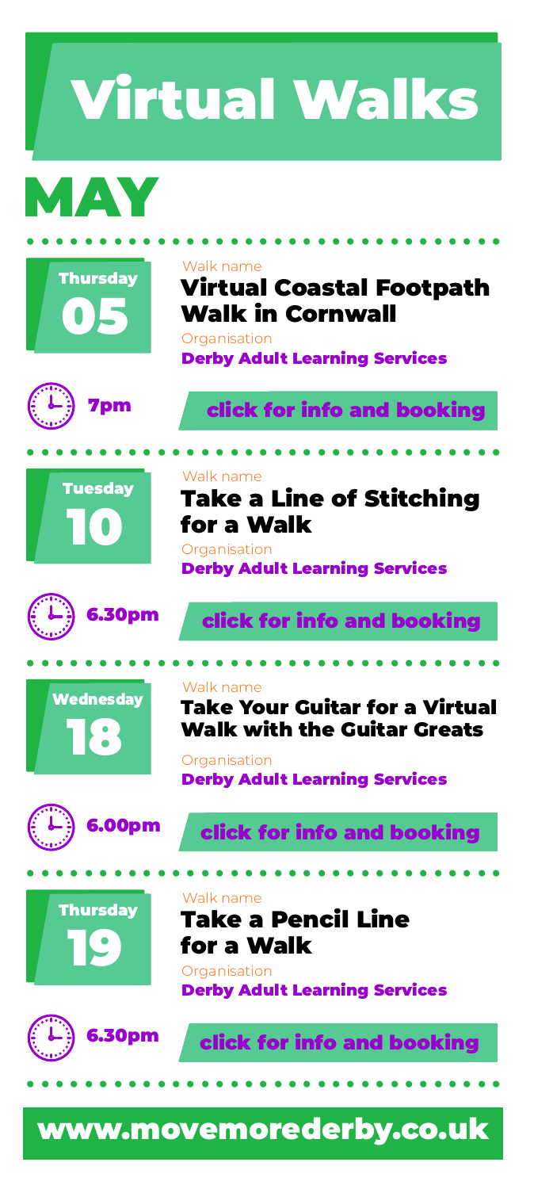# Virtual Walks

## MAY

**Thursday 05**

Walk name

### Virtual Coastal Footpath Walk in Cornwall

Organisation

**Derby Adult Learning Services**

7pm

click for info and booking

---

**Tuesday 10**

Walk name

### Take a Line of Stitching for a Walk

Organisation

**Derby Adult Learning Services**

6.30pm

click for info and booking

---

**Wednesday 18**

Walk name

### Take Your Guitar for a Virtual Walk with the Guitar Greats

Organisation

**Derby Adult Learning Services**

6.00pm

click for info and booking

---

**Thursday 19**

Walk name

### Take a Pencil Line for a Walk

Organisation

**Derby Adult Learning Services**

6.30pm

click for info and booking

---

**www.movemorederby.co.uk**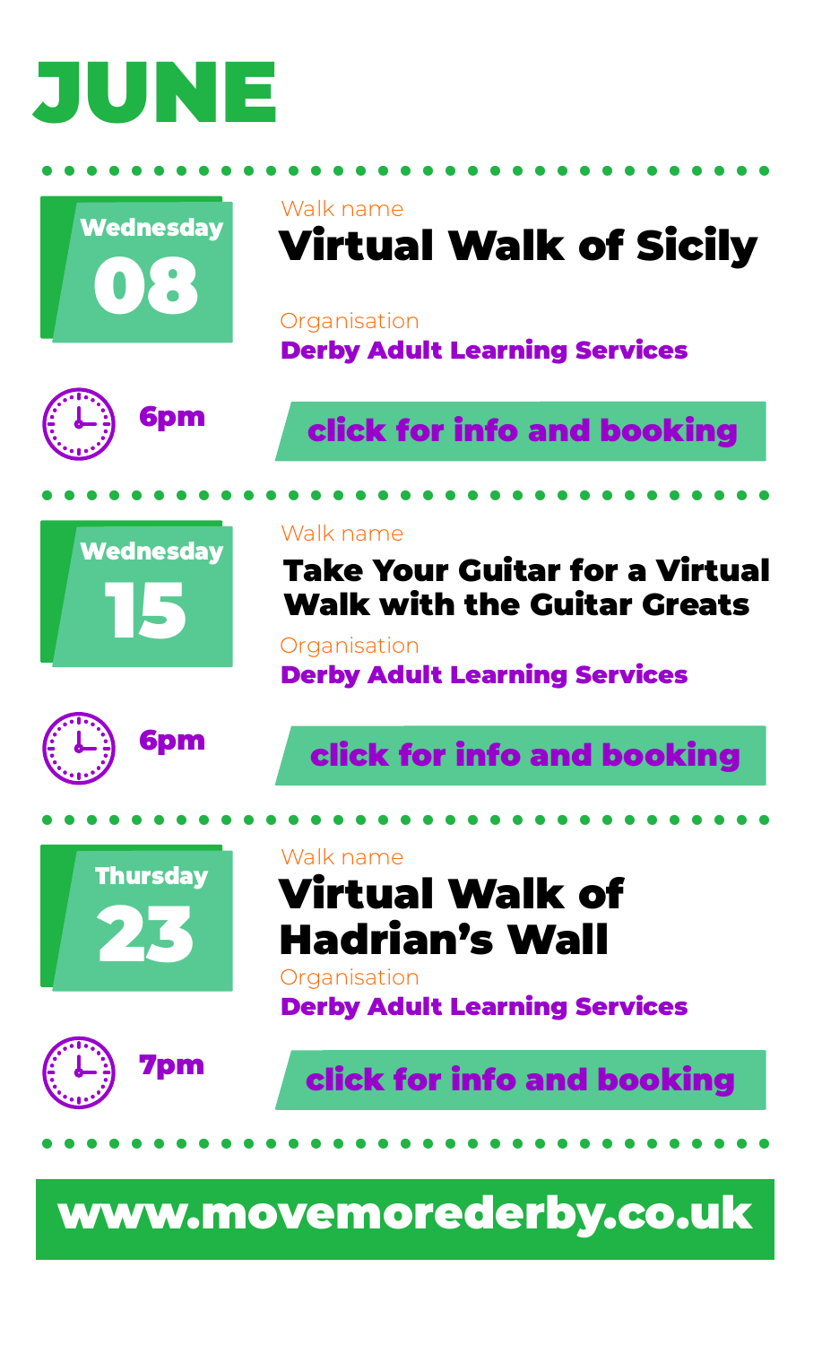# JUNE

---

**Wednesday 08**

Walk name

## Virtual Walk of Sicily

Organisation

**Derby Adult Learning Services**

6pm

**click for info and booking**

---

**Wednesday 15**

Walk name

## Take Your Guitar for a Virtual Walk with the Guitar Greats

Organisation

**Derby Adult Learning Services**

6pm

**click for info and booking**

---

**Thursday 23**

Walk name

## Virtual Walk of Hadrian's Wall

Organisation

**Derby Adult Learning Services**

7pm

**click for info and booking**

---

**www.movemorederby.co.uk**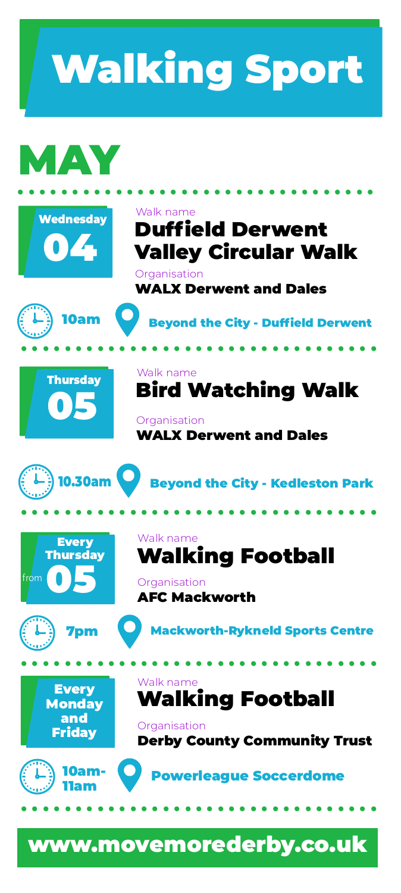# Walking Sport

## MAY

**Wednesday 04**

Walk name

### Duffield Derwent Valley Circular Walk

Organisation

**WALX Derwent and Dales**

10am — Beyond the City - Duffield Derwent

---

**Thursday 05**

Walk name

### Bird Watching Walk

Organisation

**WALX Derwent and Dales**

10.30am — Beyond the City - Kedleston Park

---

**Every Thursday from 05**

Walk name

### Walking Football

Organisation

**AFC Mackworth**

7pm — Mackworth-Rykneld Sports Centre

---

**Every Monday and Friday**

Walk name

### Walking Football

Organisation

**Derby County Community Trust**

10am-11am — Powerleague Soccerdome

---

**www.movemorederby.co.uk**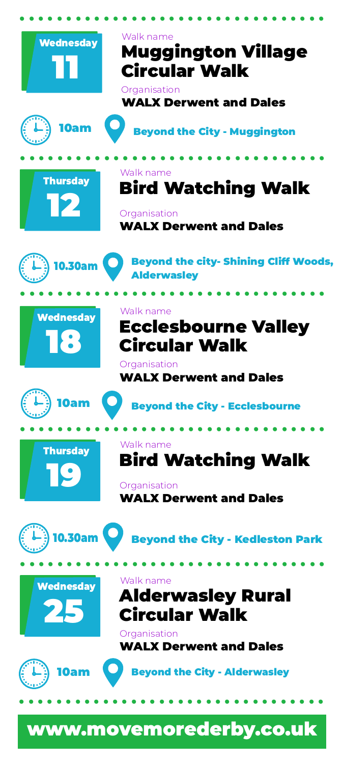**Wednesday 11**

Walk name

## Muggington Village Circular Walk

Organisation

**WALX Derwent and Dales**

10am

Beyond the City - Muggington

---

**Thursday 12**

Walk name

## Bird Watching Walk

Organisation

**WALX Derwent and Dales**

10.30am

Beyond the city- Shining Cliff Woods, Alderwasley

---

**Wednesday 18**

Walk name

## Ecclesbourne Valley Circular Walk

Organisation

**WALX Derwent and Dales**

10am

Beyond the City - Ecclesbourne

---

**Thursday 19**

Walk name

## Bird Watching Walk

Organisation

**WALX Derwent and Dales**

10.30am

Beyond the City - Kedleston Park

---

**Wednesday 25**

Walk name

## Alderwasley Rural Circular Walk

Organisation

**WALX Derwent and Dales**

10am

Beyond the City - Alderwasley

---

**www.movemorederby.co.uk**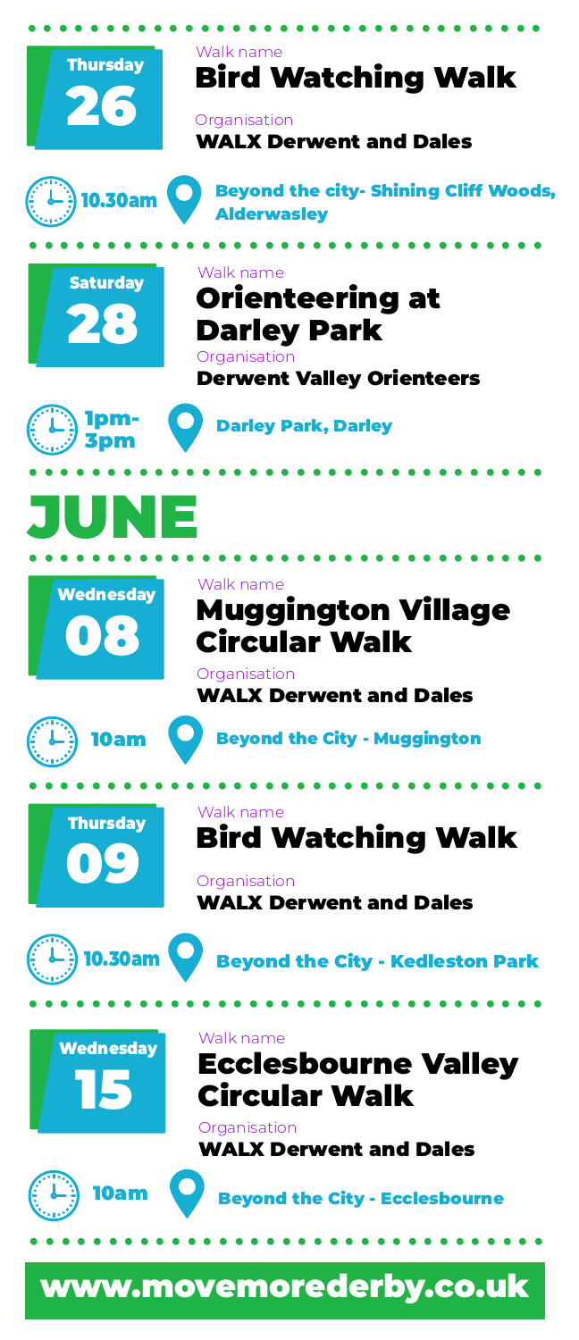**Thursday 26**

Walk name

## Bird Watching Walk

Organisation

**WALX Derwent and Dales**

10.30am

**Beyond the city- Shining Cliff Woods, Alderwasley**

**Saturday 28**

Walk name

## Orienteering at Darley Park

Organisation

**Derwent Valley Orienteers**

1pm-3pm

**Darley Park, Darley**

# JUNE

**Wednesday 08**

Walk name

## Muggington Village Circular Walk

Organisation

**WALX Derwent and Dales**

10am

**Beyond the City - Muggington**

**Thursday 09**

Walk name

## Bird Watching Walk

Organisation

**WALX Derwent and Dales**

10.30am

**Beyond the City - Kedleston Park**

**Wednesday 15**

Walk name

## Ecclesbourne Valley Circular Walk

Organisation

**WALX Derwent and Dales**

10am

**Beyond the City - Ecclesbourne**

**www.movemorederby.co.uk**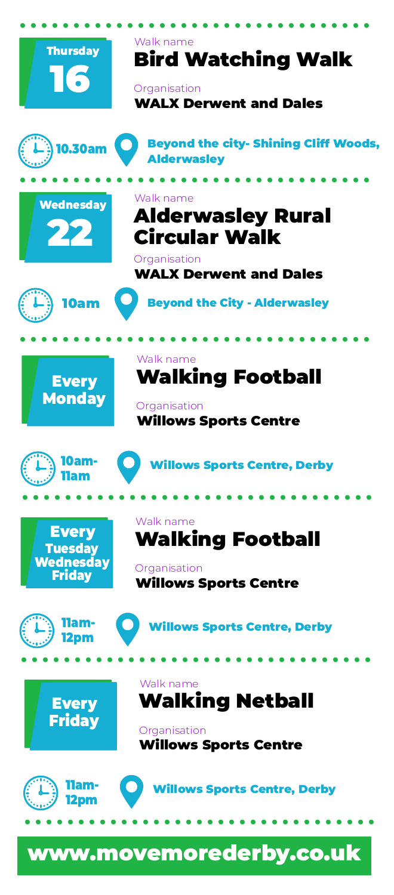**Thursday 16**

Walk name
## Bird Watching Walk

Organisation
**WALX Derwent and Dales**

10.30am — Beyond the city- Shining Cliff Woods, Alderwasley

---

**Wednesday 22**

Walk name
## Alderwasley Rural Circular Walk

Organisation
**WALX Derwent and Dales**

10am — Beyond the City - Alderwasley

---

**Every Monday**

Walk name
## Walking Football

Organisation
**Willows Sports Centre**

10am-11am — Willows Sports Centre, Derby

---

**Every Tuesday Wednesday Friday**

Walk name
## Walking Football

Organisation
**Willows Sports Centre**

11am-12pm — Willows Sports Centre, Derby

---

**Every Friday**

Walk name
## Walking Netball

Organisation
**Willows Sports Centre**

11am-12pm — Willows Sports Centre, Derby

---

**www.movemorederby.co.uk**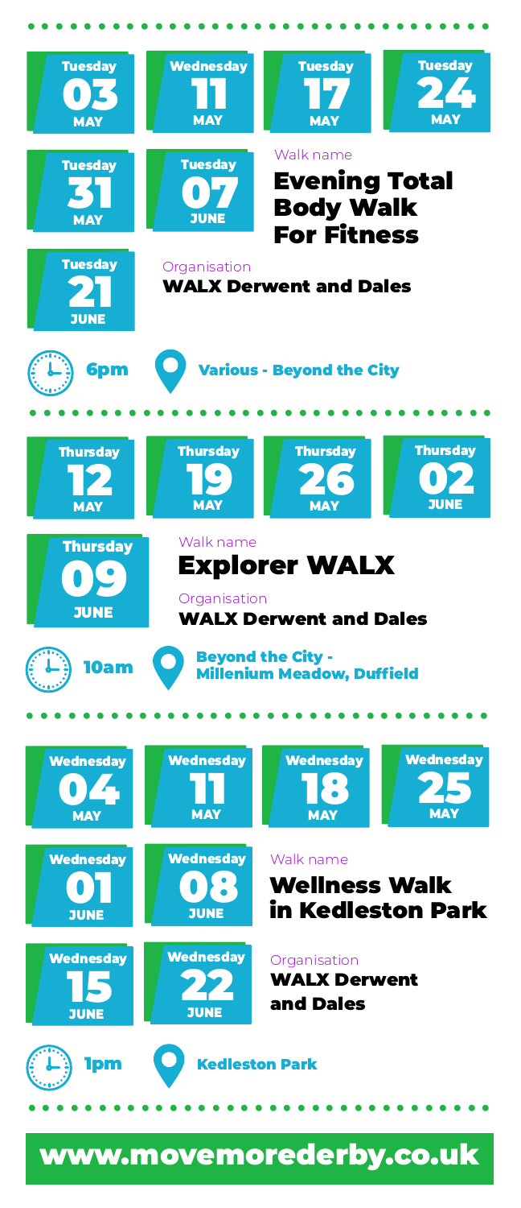Tuesday 03 MAY

Wednesday 11 MAY

Tuesday 17 MAY

Tuesday 24 MAY

Tuesday 31 MAY

Tuesday 07 JUNE

Tuesday 21 JUNE

Walk name

## Evening Total Body Walk For Fitness

Organisation

**WALX Derwent and Dales**

6pm

Various - Beyond the City

---

Thursday 12 MAY

Thursday 19 MAY

Thursday 26 MAY

Thursday 02 JUNE

Thursday 09 JUNE

Walk name

## Explorer WALX

Organisation

**WALX Derwent and Dales**

10am

Beyond the City - Millenium Meadow, Duffield

---

Wednesday 04 MAY

Wednesday 11 MAY

Wednesday 18 MAY

Wednesday 25 MAY

Wednesday 01 JUNE

Wednesday 08 JUNE

Wednesday 15 JUNE

Wednesday 22 JUNE

Walk name

## Wellness Walk in Kedleston Park

Organisation

**WALX Derwent and Dales**

1pm

Kedleston Park

---

**www.movemorederby.co.uk**